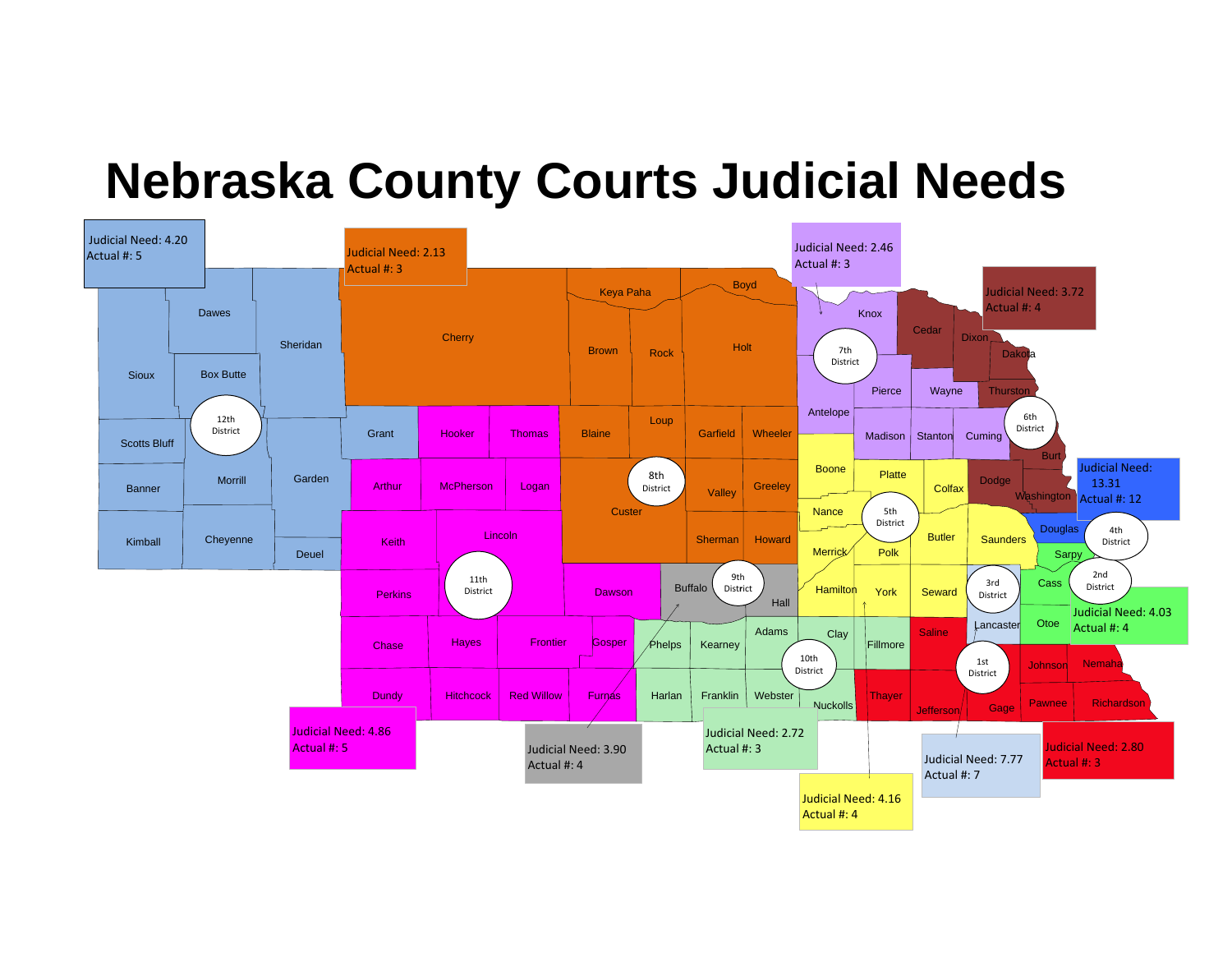# Nebraska County Courts Judicial Needs

| District | Judicial Need | Actual # |
|---|---|---|
| 12th District | 4.20 | 5 |
| 8th District | 2.13 | 3 |
| 7th District | 2.46 | 3 |
| 6th District | 3.72 | 4 |
| 4th District | 13.31 | 12 |
| 2nd District | 4.03 | 4 |
| 11th District | 4.86 | 5 |
| 9th District | 3.90 | 4 |
| 10th District | 2.72 | 3 |
| 5th District | 4.16 | 4 |
| 3rd District | 7.77 | 7 |
| 1st District | 2.80 | 3 |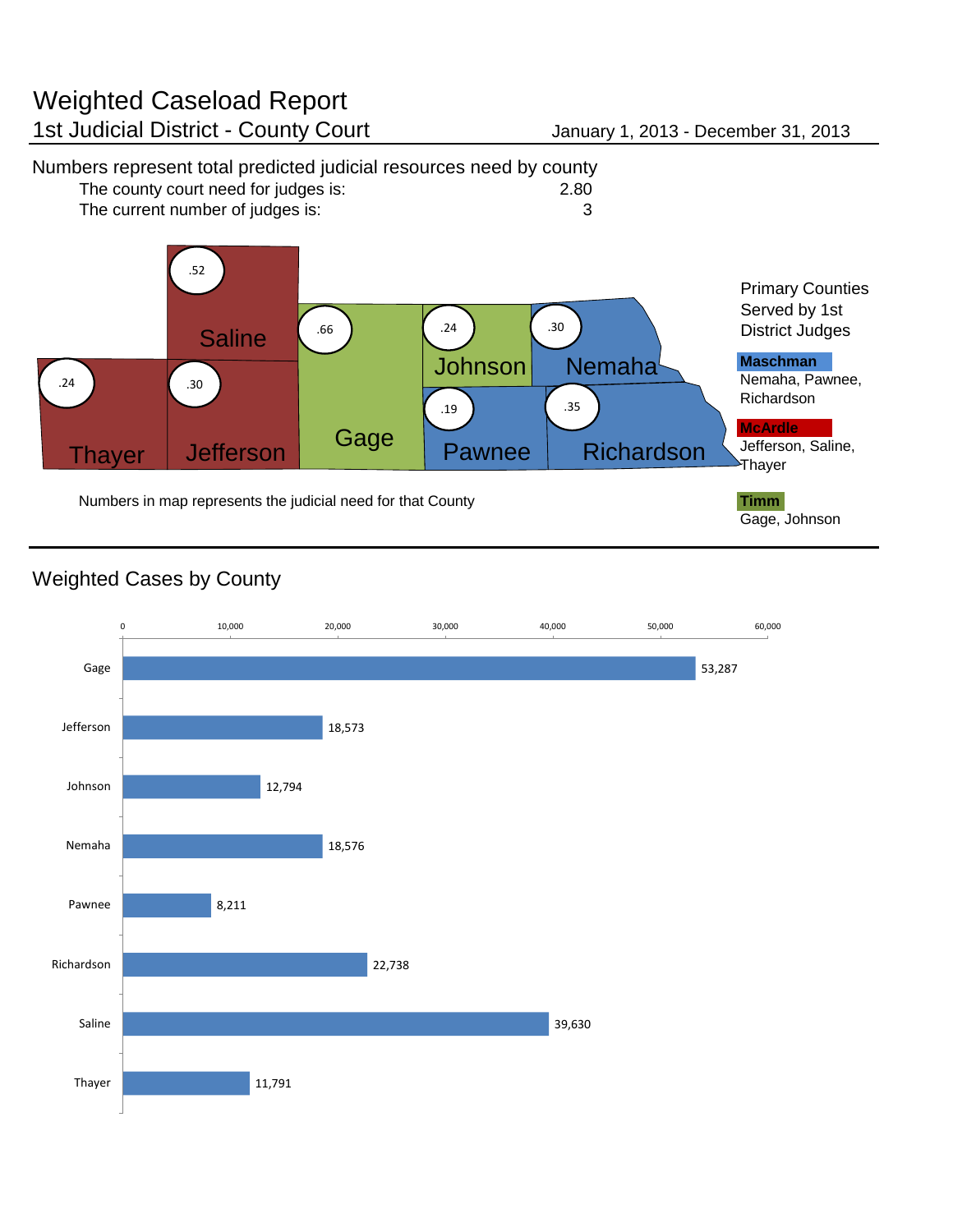# Weighted Caseload Report

## 1st Judicial District - County Court

January 1, 2013 - December 31, 2013

Numbers represent total predicted judicial resources need by county

| | |
|---|---|
| The county court need for judges is: | 2.80 |
| The current number of judges is: | 3 |

| County | Judicial Need |
|---|---|
| Saline | .52 |
| Thayer | .24 |
| Jefferson | .30 |
| Gage | .66 |
| Johnson | .24 |
| Nemaha | .30 |
| Pawnee | .19 |
| Richardson | .35 |

Numbers in map represents the judicial need for that County

Primary Counties Served by 1st District Judges

**Maschman**
Nemaha, Pawnee, Richardson

**McArdle**
Jefferson, Saline, Thayer

**Timm**
Gage, Johnson

## Weighted Cases by County

| County | Weighted Cases |
|---|---|
| Gage | 53,287 |
| Jefferson | 18,573 |
| Johnson | 12,794 |
| Nemaha | 18,576 |
| Pawnee | 8,211 |
| Richardson | 22,738 |
| Saline | 39,630 |
| Thayer | 11,791 |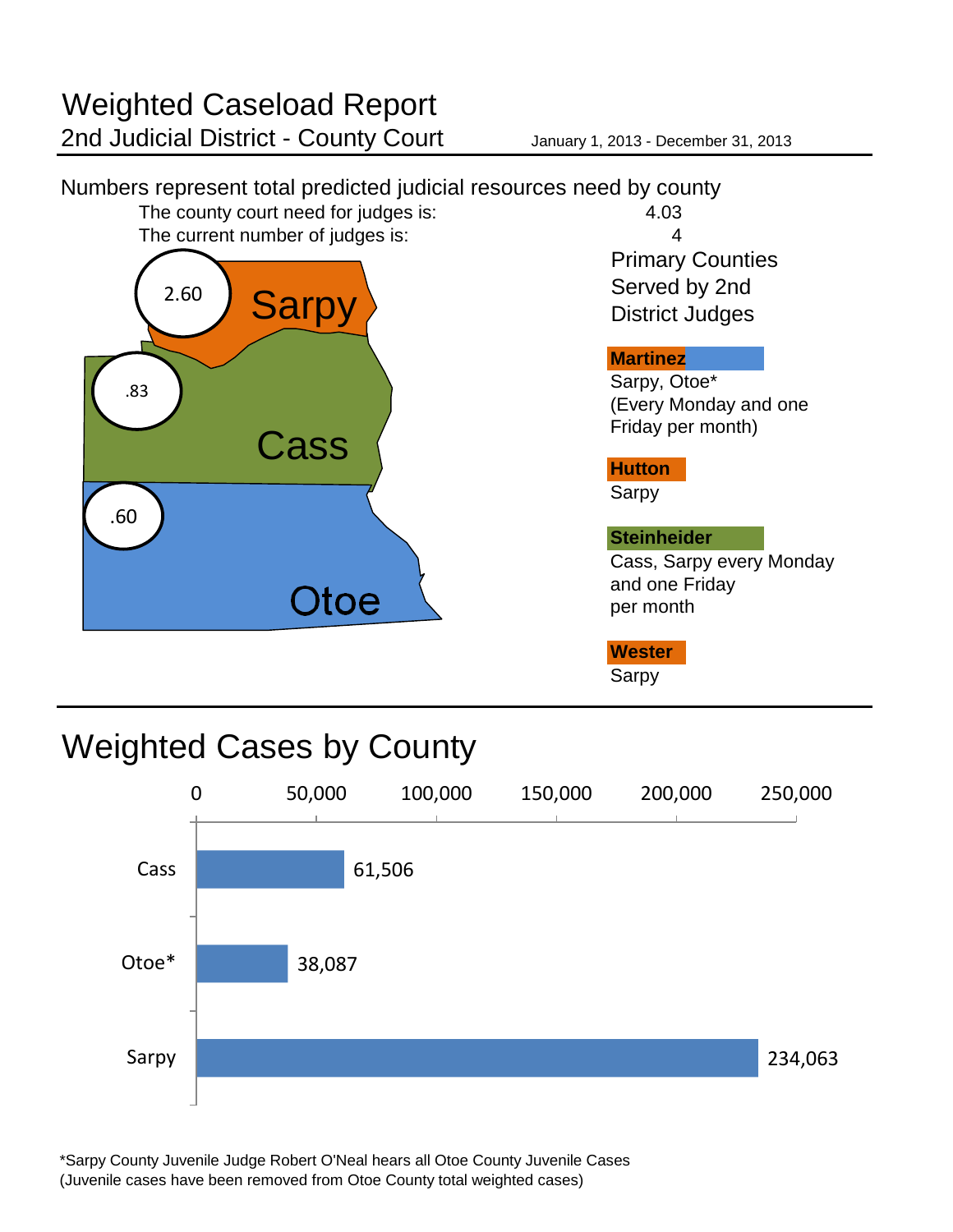# Weighted Caseload Report

## 2nd Judicial District - County Court

January 1, 2013 - December 31, 2013

Numbers represent total predicted judicial resources need by county

| | |
|---|---|
| The county court need for judges is: | 4.03 |
| The current number of judges is: | 4 |

| County | Predicted need |
|---|---|
| Sarpy | 2.60 |
| Cass | .83 |
| Otoe | .60 |

### Primary Counties Served by 2nd District Judges

**Martinez**
Sarpy, Otoe*
(Every Monday and one Friday per month)

**Hutton**
Sarpy

**Steinheider**
Cass, Sarpy every Monday and one Friday per month

**Wester**
Sarpy

## Weighted Cases by County

| County | Weighted Cases |
|---|---|
| Cass | 61,506 |
| Otoe* | 38,087 |
| Sarpy | 234,063 |

*Sarpy County Juvenile Judge Robert O'Neal hears all Otoe County Juvenile Cases
(Juvenile cases have been removed from Otoe County total weighted cases)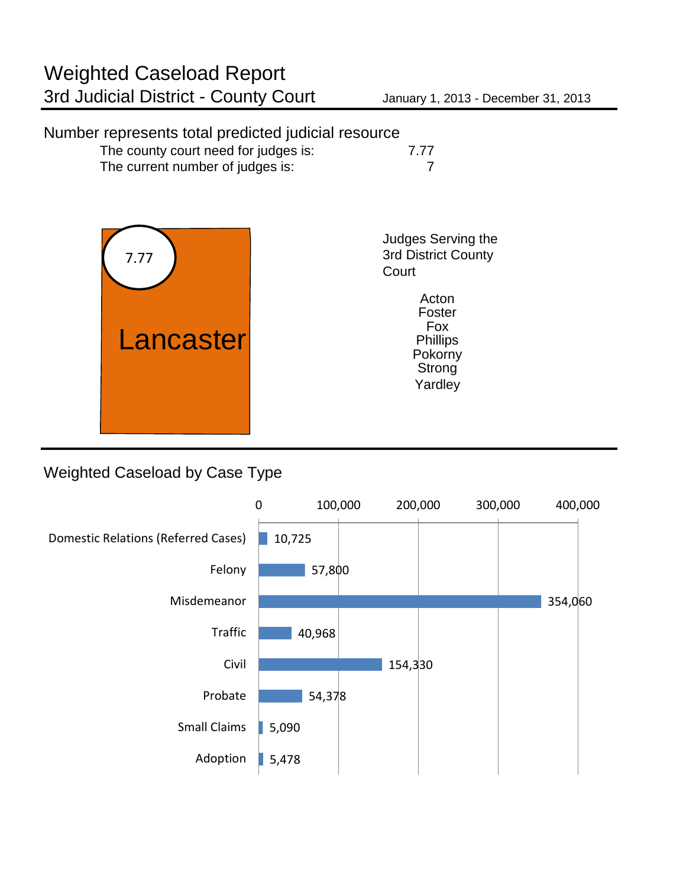# Weighted Caseload Report

## 3rd Judicial District - County Court

January 1, 2013 - December 31, 2013

Number represents total predicted judicial resource

| | |
|---|---|
| The county court need for judges is: | 7.77 |
| The current number of judges is: | 7 |

7.77

Lancaster

Judges Serving the 3rd District County Court

Acton
Foster
Fox
Phillips
Pokorny
Strong
Yardley

## Weighted Caseload by Case Type

| Case Type | Weighted Caseload |
|---|---|
| Domestic Relations (Referred Cases) | 10,725 |
| Felony | 57,800 |
| Misdemeanor | 354,060 |
| Traffic | 40,968 |
| Civil | 154,330 |
| Probate | 54,378 |
| Small Claims | 5,090 |
| Adoption | 5,478 |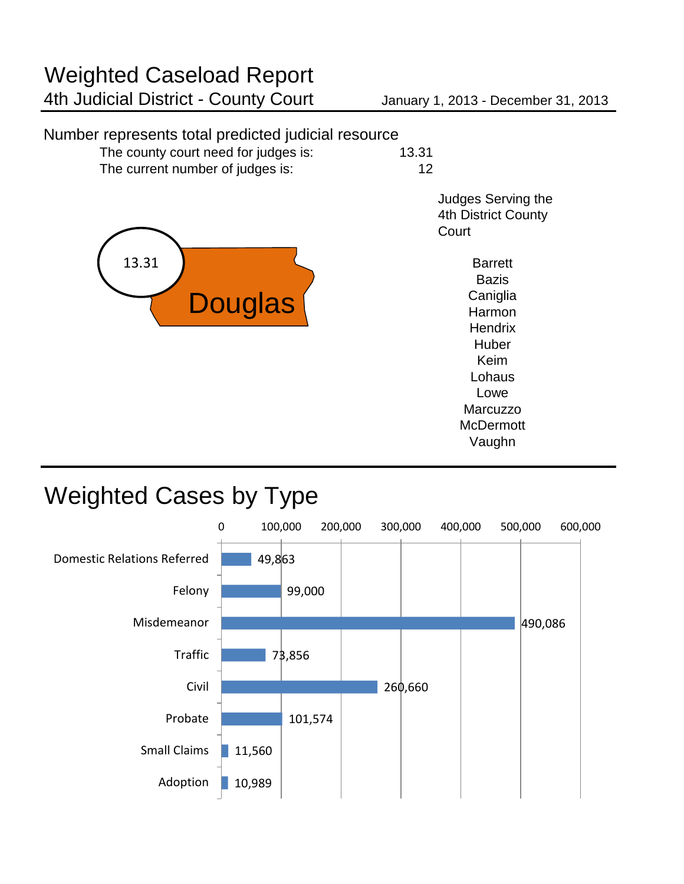# Weighted Caseload Report

## 4th Judicial District - County Court

January 1, 2013 - December 31, 2013

Number represents total predicted judicial resource

| | |
|---|---|
| The county court need for judges is: | 13.31 |
| The current number of judges is: | 12 |

13.31

Douglas

Judges Serving the 4th District County Court

Barrett
Bazis
Caniglia
Harmon
Hendrix
Huber
Keim
Lohaus
Lowe
Marcuzzo
McDermott
Vaughn

## Weighted Cases by Type

| Case Type | Weighted Cases |
|---|---|
| Domestic Relations Referred | 49,863 |
| Felony | 99,000 |
| Misdemeanor | 490,086 |
| Traffic | 73,856 |
| Civil | 260,660 |
| Probate | 101,574 |
| Small Claims | 11,560 |
| Adoption | 10,989 |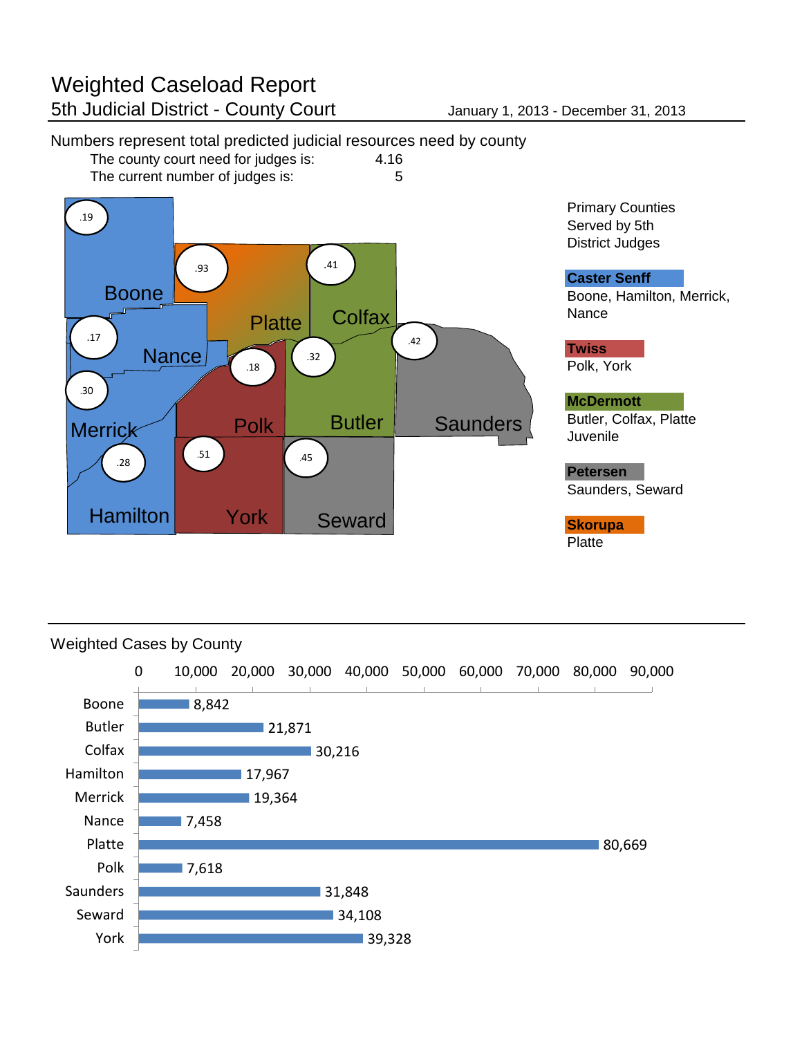# Weighted Caseload Report

## 5th Judicial District - County Court

January 1, 2013 - December 31, 2013

Numbers represent total predicted judicial resources need by county

The county court need for judges is: 4.16

The current number of judges is: 5

| County | Predicted judicial resources need |
| --- | --- |
| Boone | .19 |
| Platte | .93 |
| Colfax | .41 |
| Nance | .17 |
| Butler | .32 |
| Saunders | .42 |
| Polk | .18 |
| Merrick | .30 |
| Hamilton | .28 |
| York | .51 |
| Seward | .45 |

Primary Counties Served by 5th District Judges

**Caster Senff**
Boone, Hamilton, Merrick, Nance

**Twiss**
Polk, York

**McDermott**
Butler, Colfax, Platte Juvenile

**Petersen**
Saunders, Seward

**Skorupa**
Platte

## Weighted Cases by County

| County | Weighted Cases |
| --- | --- |
| Boone | 8,842 |
| Butler | 21,871 |
| Colfax | 30,216 |
| Hamilton | 17,967 |
| Merrick | 19,364 |
| Nance | 7,458 |
| Platte | 80,669 |
| Polk | 7,618 |
| Saunders | 31,848 |
| Seward | 34,108 |
| York | 39,328 |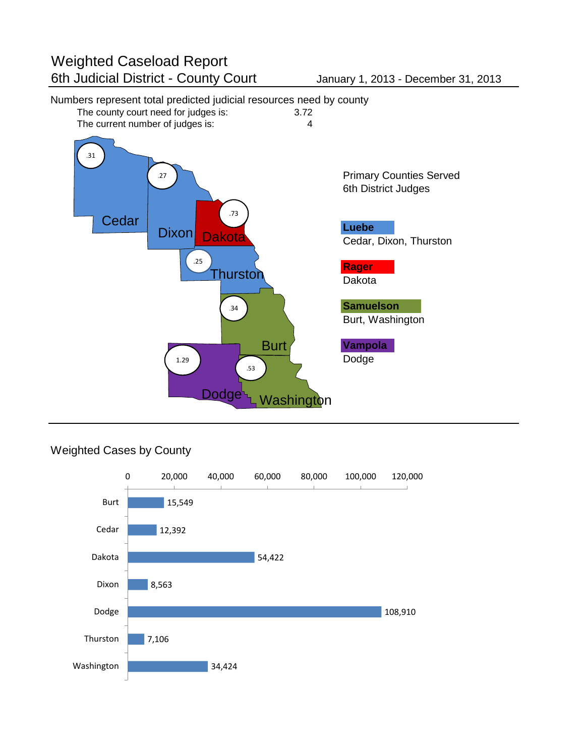# Weighted Caseload Report

## 6th Judicial District - County Court

January 1, 2013 - December 31, 2013

Numbers represent total predicted judicial resources need by county

| | |
|---|---|
| The county court need for judges is: | 3.72 |
| The current number of judges is: | 4 |

| County | Predicted judicial resources need |
|---|---|
| Cedar | .31 |
| Dixon | .27 |
| Dakota | .73 |
| Thurston | .25 |
| Burt | .34 |
| Dodge | 1.29 |
| Washington | .53 |

Primary Counties Served
6th District Judges

**Luebe**
Cedar, Dixon, Thurston

**Rager**
Dakota

**Samuelson**
Burt, Washington

**Vampola**
Dodge

### Weighted Cases by County

| County | Weighted Cases |
|---|---|
| Burt | 15,549 |
| Cedar | 12,392 |
| Dakota | 54,422 |
| Dixon | 8,563 |
| Dodge | 108,910 |
| Thurston | 7,106 |
| Washington | 34,424 |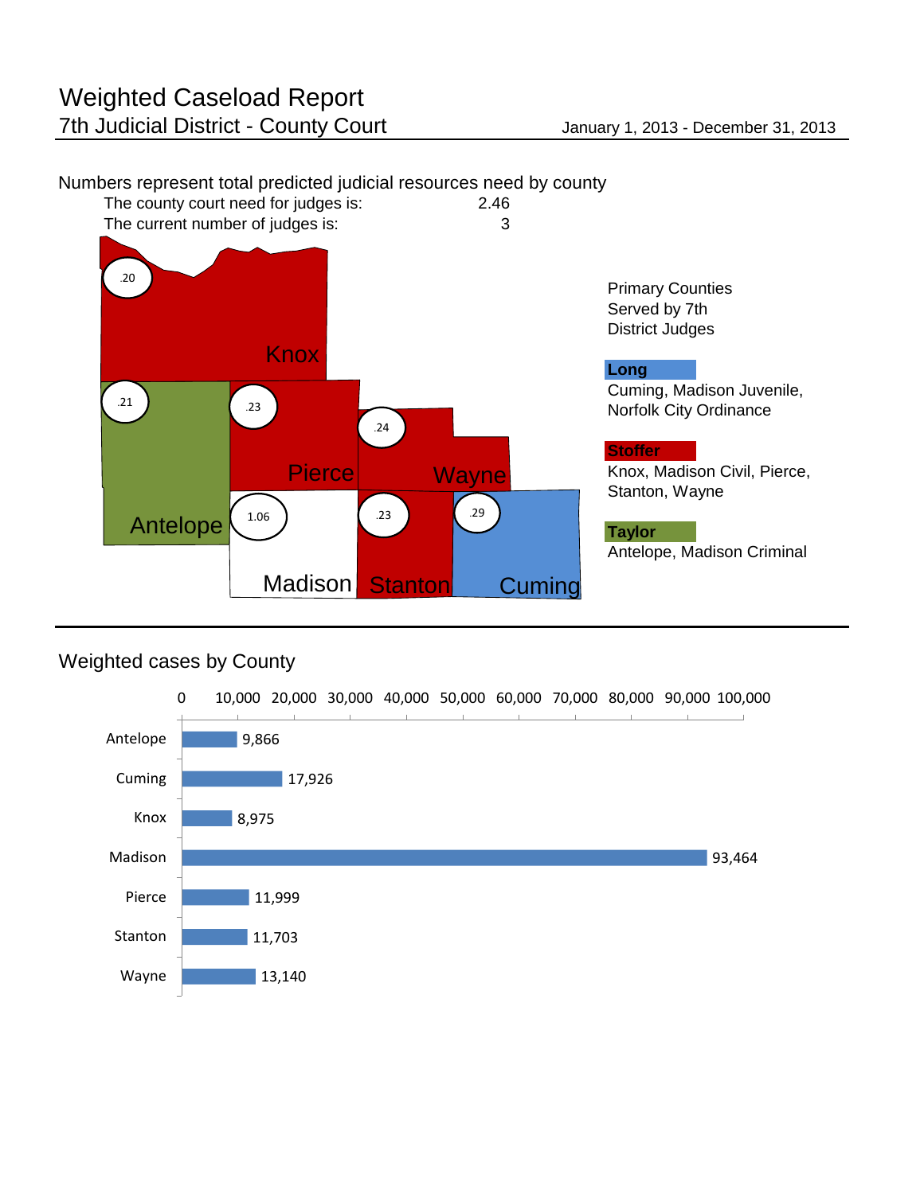# Weighted Caseload Report

## 7th Judicial District - County Court

January 1, 2013 - December 31, 2013

Numbers represent total predicted judicial resources need by county

The county court need for judges is: 2.46

The current number of judges is: 3

| County | Predicted judicial resources need |
|---|---|
| Knox | .20 |
| Antelope | .21 |
| Pierce | .23 |
| Wayne | .24 |
| Madison | 1.06 |
| Stanton | .23 |
| Cuming | .29 |

Primary Counties Served by 7th District Judges

**Long**
Cuming, Madison Juvenile, Norfolk City Ordinance

**Stoffer**
Knox, Madison Civil, Pierce, Stanton, Wayne

**Taylor**
Antelope, Madison Criminal

---

## Weighted cases by County

| County | Weighted cases |
|---|---|
| Antelope | 9,866 |
| Cuming | 17,926 |
| Knox | 8,975 |
| Madison | 93,464 |
| Pierce | 11,999 |
| Stanton | 11,703 |
| Wayne | 13,140 |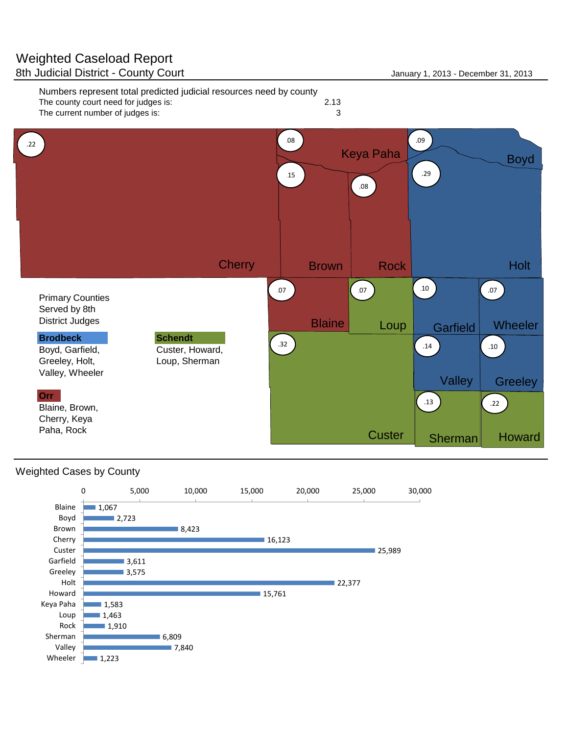# Weighted Caseload Report

## 8th Judicial District - County Court

January 1, 2013 - December 31, 2013

Numbers represent total predicted judicial resources need by county

| | |
|---|---|
| The county court need for judges is: | 2.13 |
| The current number of judges is: | 3 |

| County | Predicted Need |
|---|---|
| Cherry | .22 |
| Keya Paha | .08 |
| Brown | .15 |
| Rock | .08 |
| Boyd | .09 |
| Holt | .29 |
| Blaine | .07 |
| Loup | .07 |
| Garfield | .10 |
| Wheeler | .07 |
| Custer | .32 |
| Valley | .14 |
| Greeley | .10 |
| Sherman | .13 |
| Howard | .22 |

Primary Counties Served by 8th District Judges

**Brodbeck**
Boyd, Garfield, Greeley, Holt, Valley, Wheeler

**Schendt**
Custer, Howard, Loup, Sherman

**Orr**
Blaine, Brown, Cherry, Keya Paha, Rock

## Weighted Cases by County

| County | Weighted Cases |
|---|---|
| Blaine | 1,067 |
| Boyd | 2,723 |
| Brown | 8,423 |
| Cherry | 16,123 |
| Custer | 25,989 |
| Garfield | 3,611 |
| Greeley | 3,575 |
| Holt | 22,377 |
| Howard | 15,761 |
| Keya Paha | 1,583 |
| Loup | 1,463 |
| Rock | 1,910 |
| Sherman | 6,809 |
| Valley | 7,840 |
| Wheeler | 1,223 |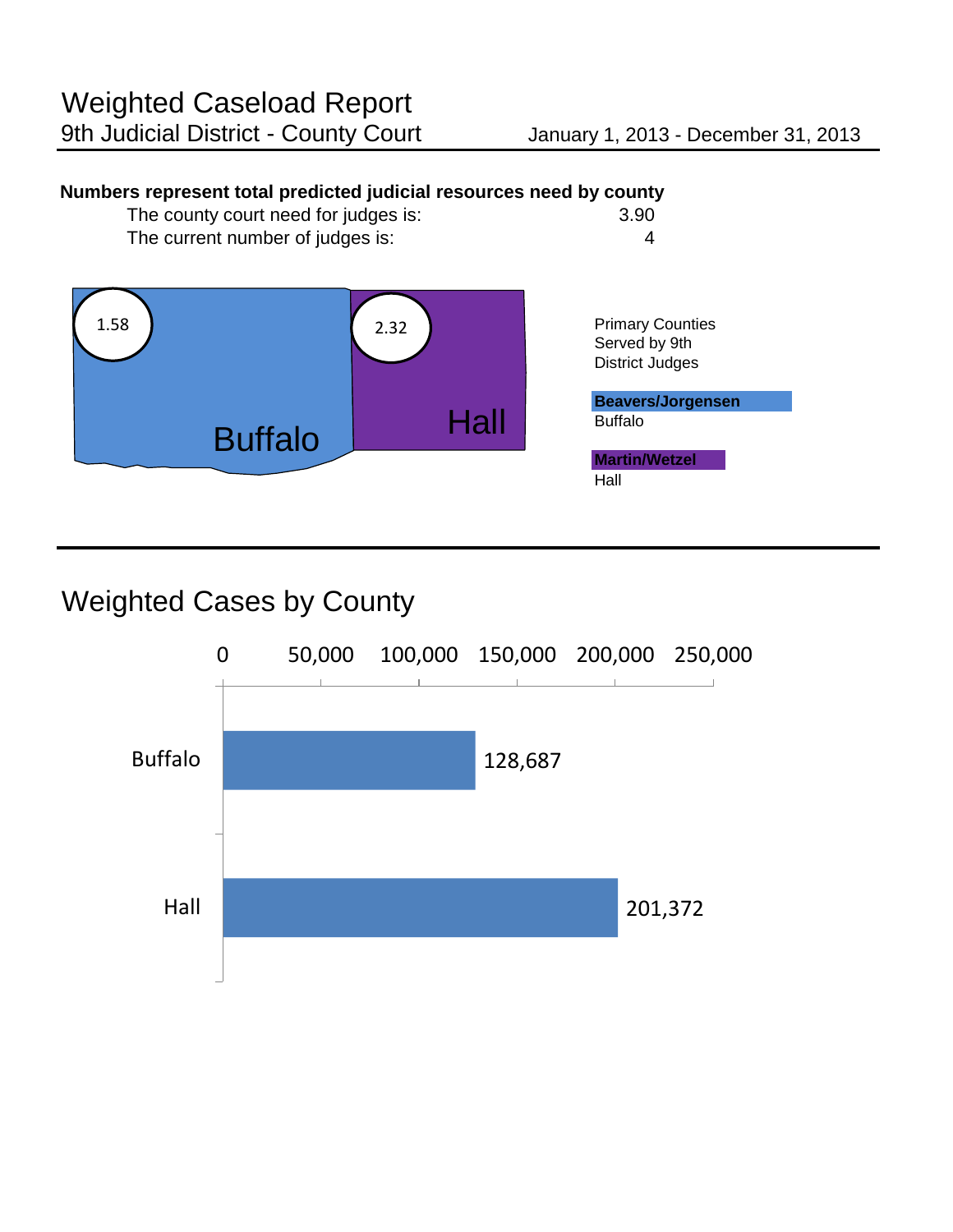# Weighted Caseload Report

## 9th Judicial District - County Court

January 1, 2013 - December 31, 2013

**Numbers represent total predicted judicial resources need by county**

| | |
|---|---|
| The county court need for judges is: | 3.90 |
| The current number of judges is: | 4 |

| County | Predicted judicial need |
|---|---|
| Buffalo | 1.58 |
| Hall | 2.32 |

Primary Counties Served by 9th District Judges

**Beavers/Jorgensen**
Buffalo

**Martin/Wetzel**
Hall

## Weighted Cases by County

| County | Weighted Cases |
|---|---|
| Buffalo | 128,687 |
| Hall | 201,372 |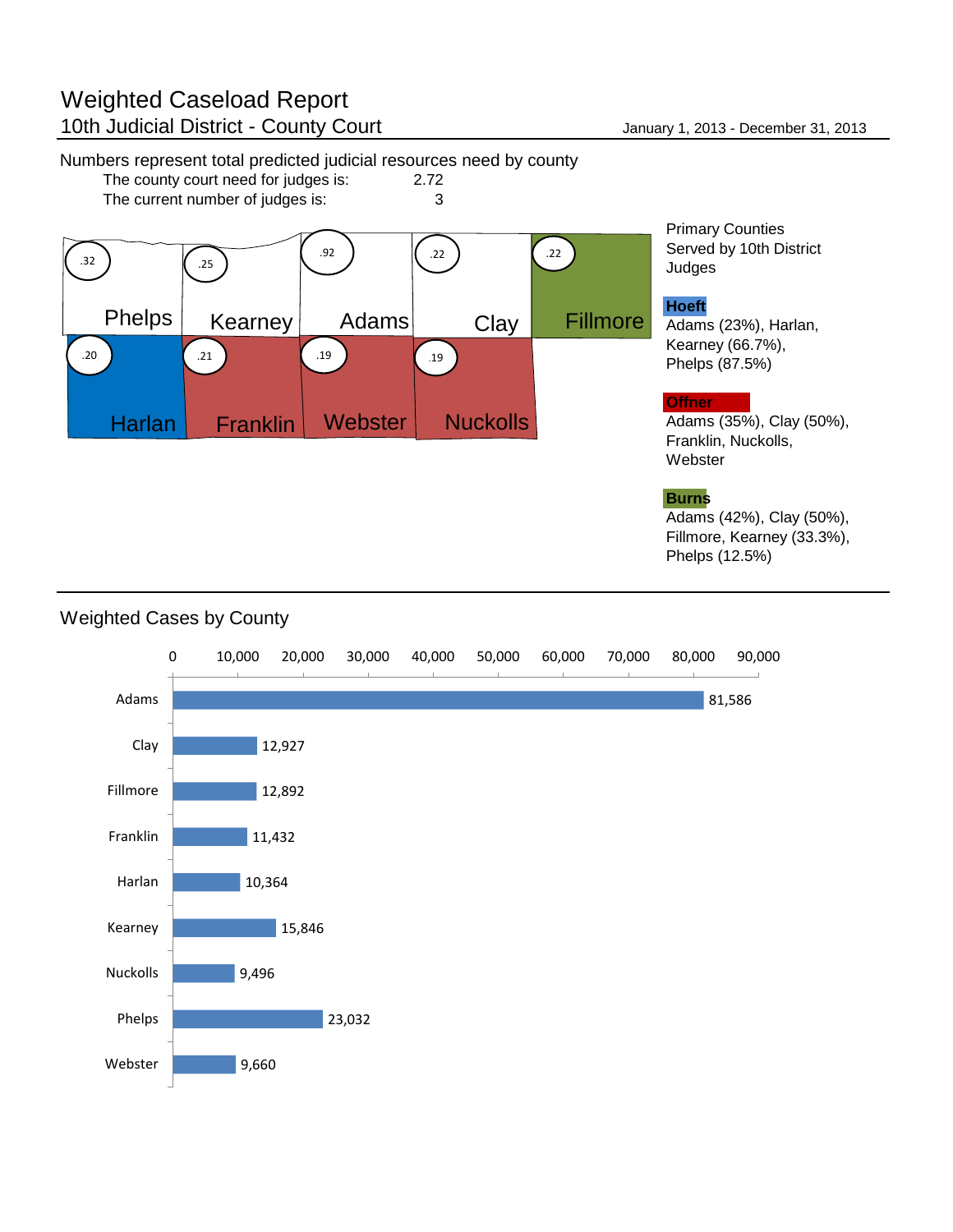# Weighted Caseload Report

## 10th Judicial District - County Court

January 1, 2013 - December 31, 2013

Numbers represent total predicted judicial resources need by county

The county court need for judges is: 2.72

The current number of judges is: 3

| County | Predicted judicial resources need |
|---|---|
| Phelps | .32 |
| Kearney | .25 |
| Adams | .92 |
| Clay | .22 |
| Fillmore | .22 |
| Harlan | .20 |
| Franklin | .21 |
| Webster | .19 |
| Nuckolls | .19 |

Primary Counties Served by 10th District Judges

**Hoeft**
Adams (23%), Harlan, Kearney (66.7%), Phelps (87.5%)

**Offner**
Adams (35%), Clay (50%), Franklin, Nuckolls, Webster

**Burns**
Adams (42%), Clay (50%), Fillmore, Kearney (33.3%), Phelps (12.5%)

## Weighted Cases by County

| County | Weighted Cases |
|---|---|
| Adams | 81,586 |
| Clay | 12,927 |
| Fillmore | 12,892 |
| Franklin | 11,432 |
| Harlan | 10,364 |
| Kearney | 15,846 |
| Nuckolls | 9,496 |
| Phelps | 23,032 |
| Webster | 9,660 |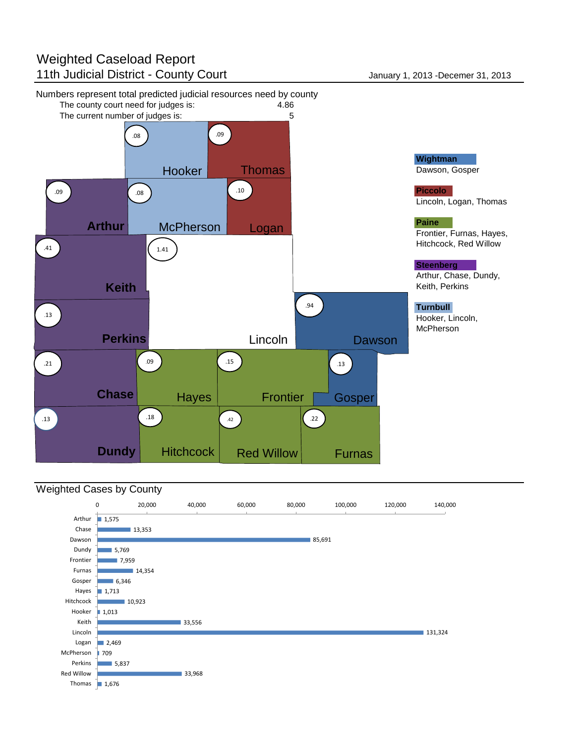# Weighted Caseload Report

## 11th Judicial District - County Court

January 1, 2013 -December 31, 2013

Numbers represent total predicted judicial resources need by county

| | |
|---|---|
| The county court need for judges is: | 4.86 |
| The current number of judges is: | 5 |

| County | Need |
|---|---|
| Hooker | .08 |
| Thomas | .09 |
| Arthur | .09 |
| McPherson | .08 |
| Logan | .10 |
| Keith | .41 |
| Lincoln | 1.41 |
| Perkins | .13 |
| Dawson | .94 |
| Chase | .21 |
| Hayes | .09 |
| Frontier | .15 |
| Gosper | .13 |
| Dundy | .13 |
| Hitchcock | .18 |
| Red Willow | .42 |
| Furnas | .22 |

**Wightman**
Dawson, Gosper

**Piccolo**
Lincoln, Logan, Thomas

**Paine**
Frontier, Furnas, Hayes, Hitchcock, Red Willow

**Steenberg**
Arthur, Chase, Dundy, Keith, Perkins

**Turnbull**
Hooker, Lincoln, McPherson

## Weighted Cases by County

| County | Weighted Cases |
|---|---|
| Arthur | 1,575 |
| Chase | 13,353 |
| Dawson | 85,691 |
| Dundy | 5,769 |
| Frontier | 7,959 |
| Furnas | 14,354 |
| Gosper | 6,346 |
| Hayes | 1,713 |
| Hitchcock | 10,923 |
| Hooker | 1,013 |
| Keith | 33,556 |
| Lincoln | 131,324 |
| Logan | 2,469 |
| McPherson | 709 |
| Perkins | 5,837 |
| Red Willow | 33,968 |
| Thomas | 1,676 |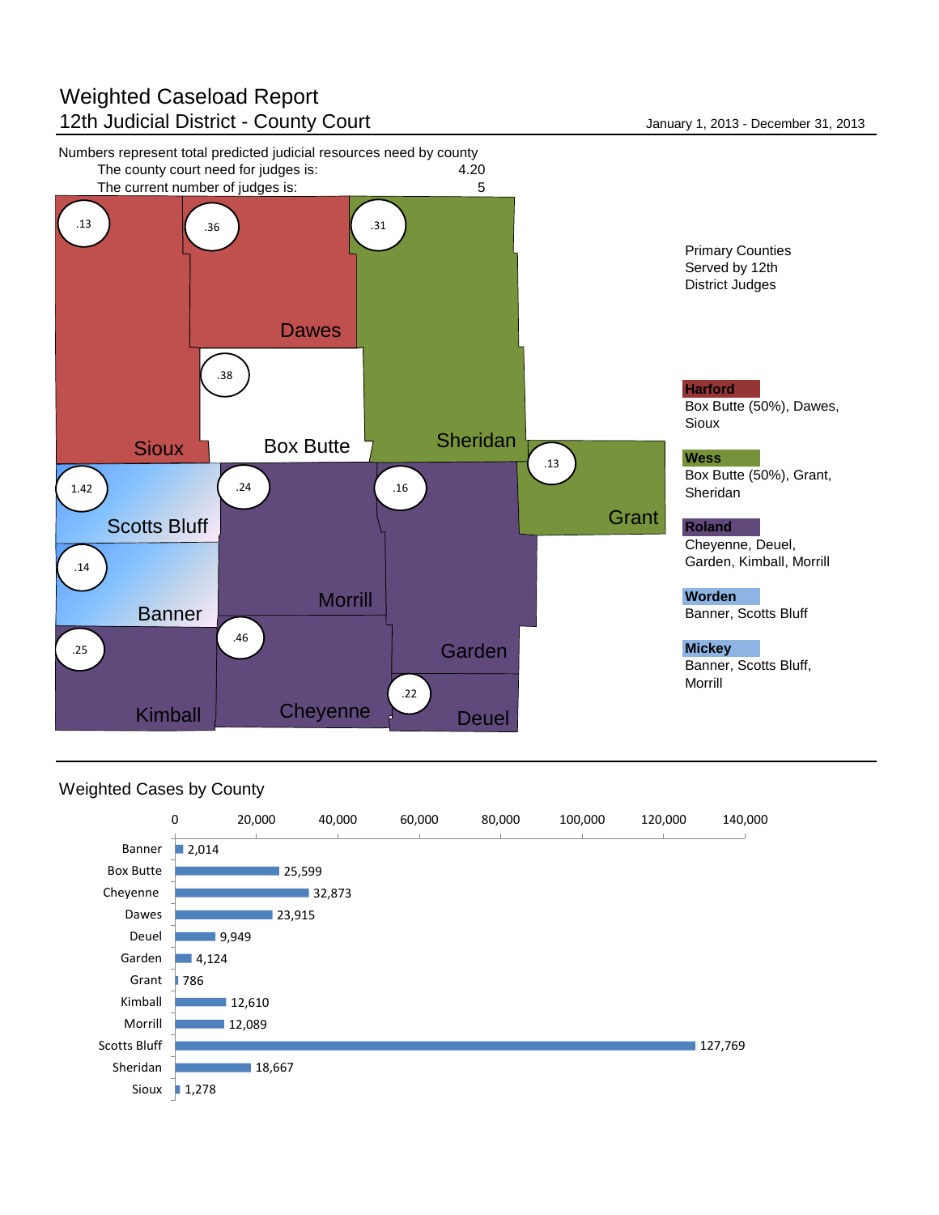# Weighted Caseload Report

## 12th Judicial District - County Court

January 1, 2013 - December 31, 2013

Numbers represent total predicted judicial resources need by county

The county court need for judges is: 4.20

The current number of judges is: 5

.13 Sioux
.36 Dawes
.31 Sheridan
.38 Box Butte
.13 Grant
1.42 Scotts Bluff
.24 Morrill
.16 Garden
.14 Banner
.25 Kimball
.46 Cheyenne
.22 Deuel

Primary Counties Served by 12th District Judges

**Harford**
Box Butte (50%), Dawes, Sioux

**Wess**
Box Butte (50%), Grant, Sheridan

**Roland**
Cheyenne, Deuel, Garden, Kimball, Morrill

**Worden**
Banner, Scotts Bluff

**Mickey**
Banner, Scotts Bluff, Morrill

## Weighted Cases by County

0, 20,000, 40,000, 60,000, 80,000, 100,000, 120,000, 140,000

Banner 2,014
Box Butte 25,599
Cheyenne 32,873
Dawes 23,915
Deuel 9,949
Garden 4,124
Grant 786
Kimball 12,610
Morrill 12,089
Scotts Bluff 127,769
Sheridan 18,667
Sioux 1,278